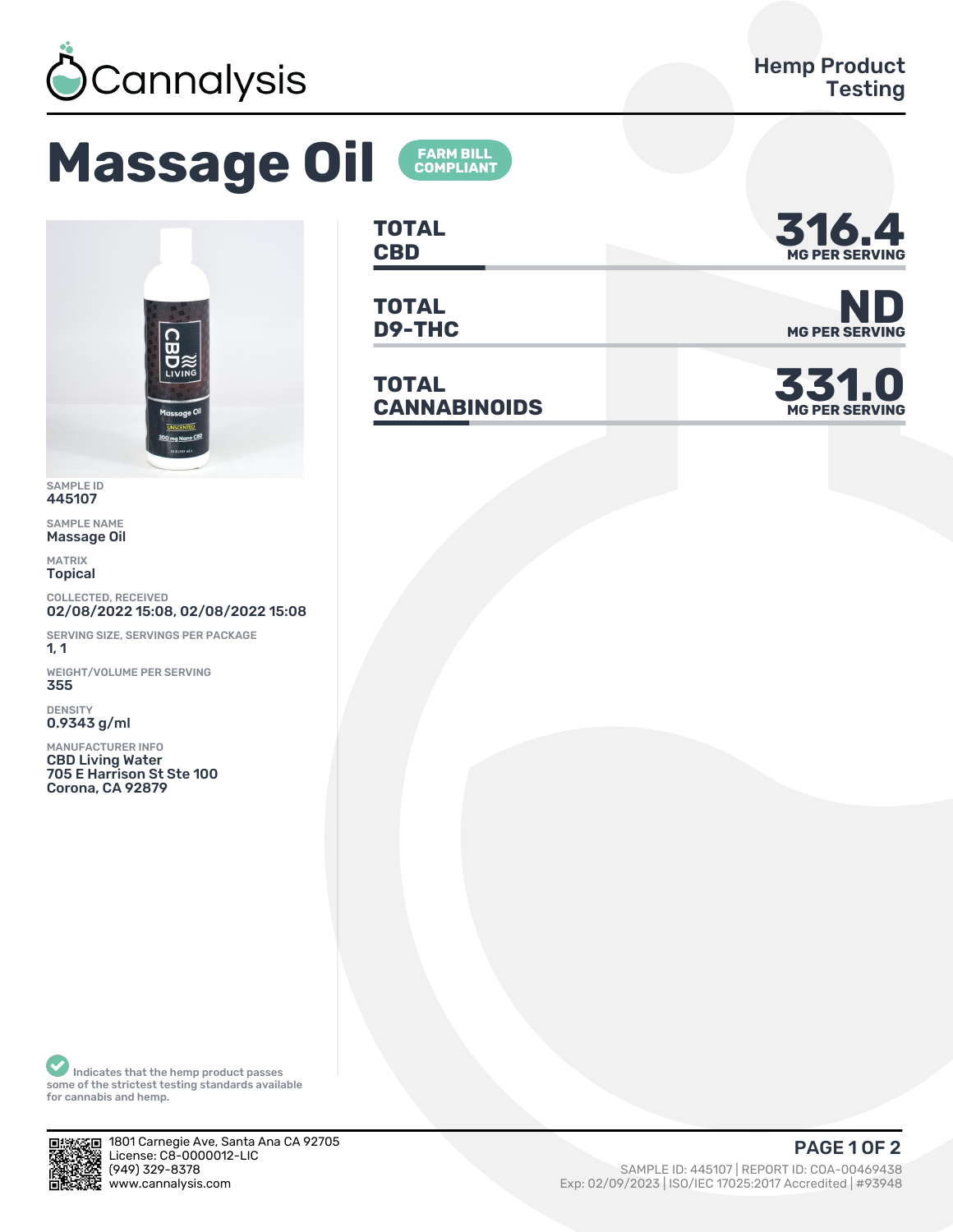Cannalysis

Hemp Product Testing

# Massage Oil

FARM BILL COMPLIANT

| | |
|---|---|
| **TOTAL CBD** | **316.4** MG PER SERVING |
| **TOTAL D9-THC** | **ND** MG PER SERVING |
| **TOTAL CANNABINOIDS** | **331.0** MG PER SERVING |

SAMPLE ID
445107

SAMPLE NAME
Massage Oil

MATRIX
Topical

COLLECTED, RECEIVED
02/08/2022 15:08, 02/08/2022 15:08

SERVING SIZE, SERVINGS PER PACKAGE
1, 1

WEIGHT/VOLUME PER SERVING
355

DENSITY
0.9343 g/ml

MANUFACTURER INFO
CBD Living Water
705 E Harrison St Ste 100
Corona, CA 92879

Indicates that the hemp product passes some of the strictest testing standards available for cannabis and hemp.

1801 Carnegie Ave, Santa Ana CA 92705
License: C8-0000012-LIC
(949) 329-8378
www.cannalysis.com

SAMPLE ID: 445107 | REPORT ID: COA-00469438
Exp: 02/09/2023 | ISO/IEC 17025:2017 Accredited | #93948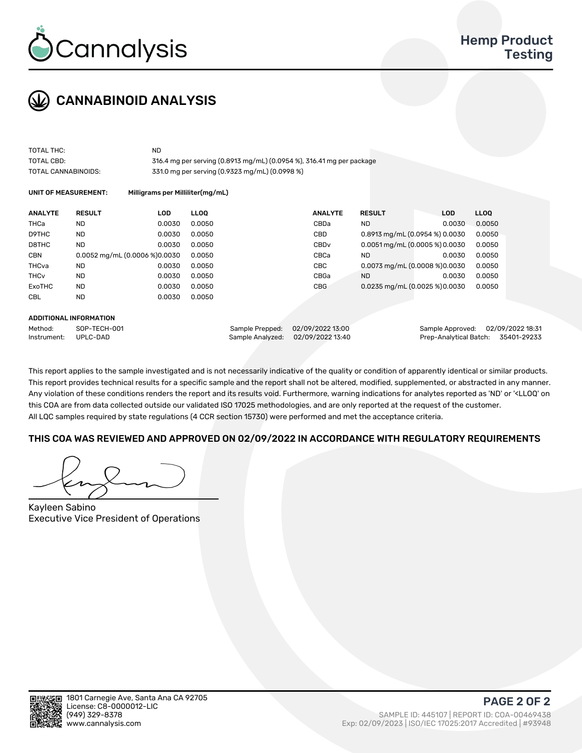Cannalysis

Hemp Product Testing

# CANNABINOID ANALYSIS

| | |
|---|---|
| TOTAL THC: | ND |
| TOTAL CBD: | 316.4 mg per serving (0.8913 mg/mL) (0.0954 %), 316.41 mg per package |
| TOTAL CANNABINOIDS: | 331.0 mg per serving (0.9323 mg/mL) (0.0998 %) |

**UNIT OF MEASUREMENT:** Milligrams per Milliliter(mg/mL)

| ANALYTE | RESULT | LOD | LLOQ | ANALYTE | RESULT | LOD | LLOQ |
|---|---|---|---|---|---|---|---|
| THCa | ND | 0.0030 | 0.0050 | CBDa | ND | 0.0030 | 0.0050 |
| D9THC | ND | 0.0030 | 0.0050 | CBD | 0.8913 mg/mL (0.0954 %) | 0.0030 | 0.0050 |
| D8THC | ND | 0.0030 | 0.0050 | CBDv | 0.0051 mg/mL (0.0005 %) | 0.0030 | 0.0050 |
| CBN | 0.0052 mg/mL (0.0006 %) | 0.0030 | 0.0050 | CBCa | ND | 0.0030 | 0.0050 |
| THCva | ND | 0.0030 | 0.0050 | CBC | 0.0073 mg/mL (0.0008 %) | 0.0030 | 0.0050 |
| THCv | ND | 0.0030 | 0.0050 | CBGa | ND | 0.0030 | 0.0050 |
| ExoTHC | ND | 0.0030 | 0.0050 | CBG | 0.0235 mg/mL (0.0025 %) | 0.0030 | 0.0050 |
| CBL | ND | 0.0030 | 0.0050 | | | | |

**ADDITIONAL INFORMATION**

| | | | | | |
|---|---|---|---|---|---|
| Method: | SOP-TECH-001 | Sample Prepped: | 02/09/2022 13:00 | Sample Approved: | 02/09/2022 18:31 |
| Instrument: | UPLC-DAD | Sample Analyzed: | 02/09/2022 13:40 | Prep-Analytical Batch: | 35401-29233 |

This report applies to the sample investigated and is not necessarily indicative of the quality or condition of apparently identical or similar products. This report provides technical results for a specific sample and the report shall not be altered, modified, supplemented, or abstracted in any manner. Any violation of these conditions renders the report and its results void. Furthermore, warning indications for analytes reported as 'ND' or '<LLOQ' on this COA are from data collected outside our validated ISO 17025 methodologies, and are only reported at the request of the customer. All LQC samples required by state regulations (4 CCR section 15730) were performed and met the acceptance criteria.

**THIS COA WAS REVIEWED AND APPROVED ON 02/09/2022 IN ACCORDANCE WITH REGULATORY REQUIREMENTS**

Kayleen Sabino
Executive Vice President of Operations

1801 Carnegie Ave, Santa Ana CA 92705
License: C8-0000012-LIC
(949) 329-8378
www.cannalysis.com

SAMPLE ID: 445107 | REPORT ID: COA-00469438
Exp: 02/09/2023 | ISO/IEC 17025:2017 Accredited | #93948